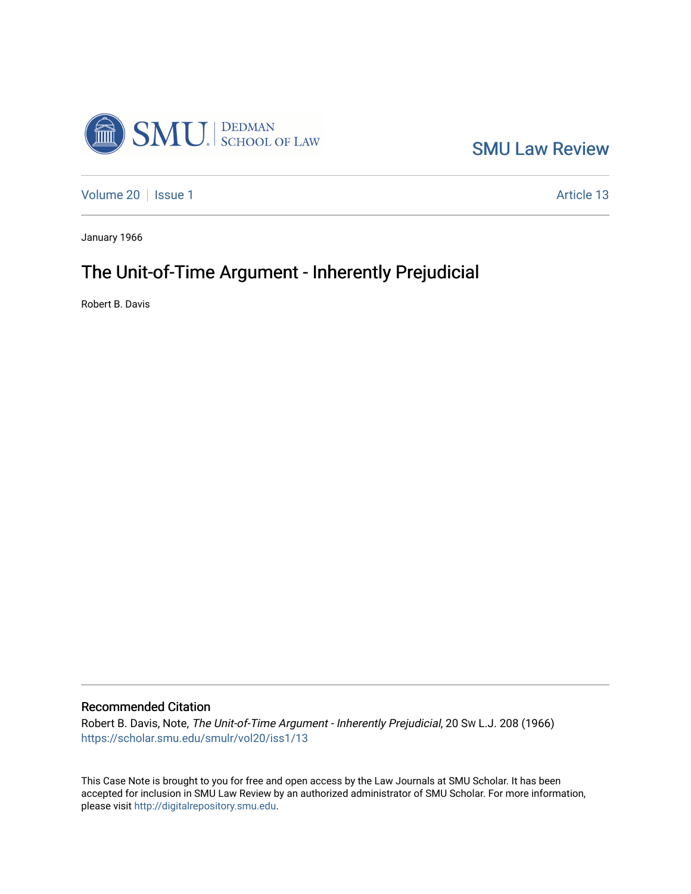SMU Law Review

Volume 20 | Issue 1 Article 13

January 1966

# The Unit-of-Time Argument - Inherently Prejudicial

Robert B. Davis

## Recommended Citation

Robert B. Davis, Note, *The Unit-of-Time Argument - Inherently Prejudicial*, 20 Sw L.J. 208 (1966)
https://scholar.smu.edu/smulr/vol20/iss1/13

This Case Note is brought to you for free and open access by the Law Journals at SMU Scholar. It has been accepted for inclusion in SMU Law Review by an authorized administrator of SMU Scholar. For more information, please visit http://digitalrepository.smu.edu.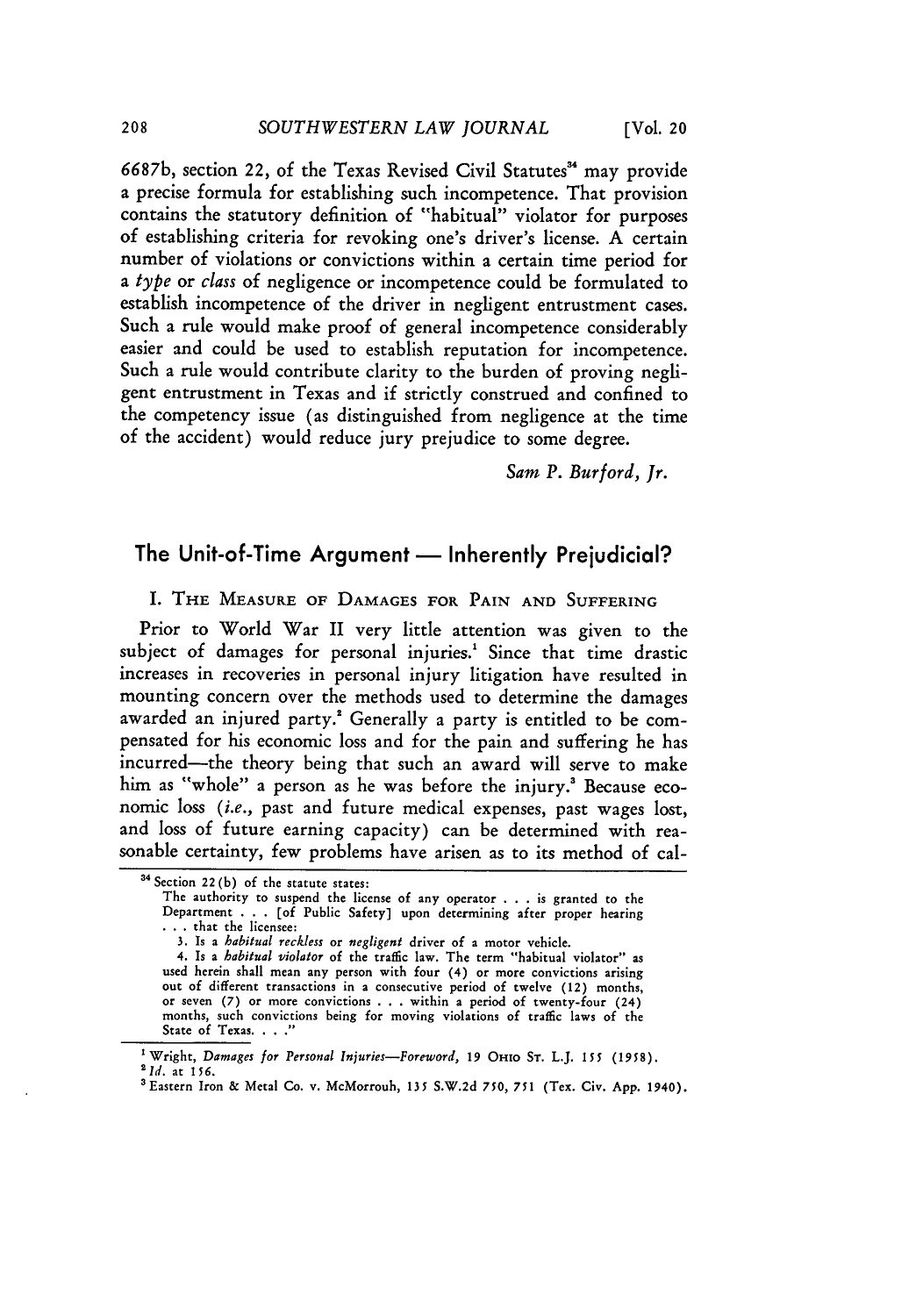6687b, section 22, of the Texas Revised Civil Statutes[34] may provide a precise formula for establishing such incompetence. That provision contains the statutory definition of "habitual" violator for purposes of establishing criteria for revoking one's driver's license. A certain number of violations or convictions within a certain time period for a *type* or *class* of negligence or incompetence could be formulated to establish incompetence of the driver in negligent entrustment cases. Such a rule would make proof of general incompetence considerably easier and could be used to establish reputation for incompetence. Such a rule would contribute clarity to the burden of proving negligent entrustment in Texas and if strictly construed and confined to the competency issue (as distinguished from negligence at the time of the accident) would reduce jury prejudice to some degree.

*Sam P. Burford, Jr.*

## The Unit-of-Time Argument — Inherently Prejudicial?

### I. The Measure of Damages for Pain and Suffering

Prior to World War II very little attention was given to the subject of damages for personal injuries.[1] Since that time drastic increases in recoveries in personal injury litigation have resulted in mounting concern over the methods used to determine the damages awarded an injured party.[2] Generally a party is entitled to be compensated for his economic loss and for the pain and suffering he has incurred—the theory being that such an award will serve to make him as "whole" a person as he was before the injury.[3] Because economic loss (*i.e.*, past and future medical expenses, past wages lost, and loss of future earning capacity) can be determined with reasonable certainty, few problems have arisen as to its method of cal-

---

[34] Section 22(b) of the statute states:

The authority to suspend the license of any operator . . . is granted to the Department . . . [of Public Safety] upon determining after proper hearing . . . that the licensee:

3. Is a *habitual reckless* or *negligent* driver of a motor vehicle.

4. Is a *habitual violator* of the traffic law. The term "habitual violator" as used herein shall mean any person with four (4) or more convictions arising out of different transactions in a consecutive period of twelve (12) months, or seven (7) or more convictions . . . within a period of twenty-four (24) months, such convictions being for moving violations of traffic laws of the State of Texas. . . ."

[1] Wright, *Damages for Personal Injuries—Foreword*, 19 Ohio St. L.J. 155 (1958).

[2] *Id.* at 156.

[3] Eastern Iron & Metal Co. v. McMorrouh, 135 S.W.2d 750, 751 (Tex. Civ. App. 1940).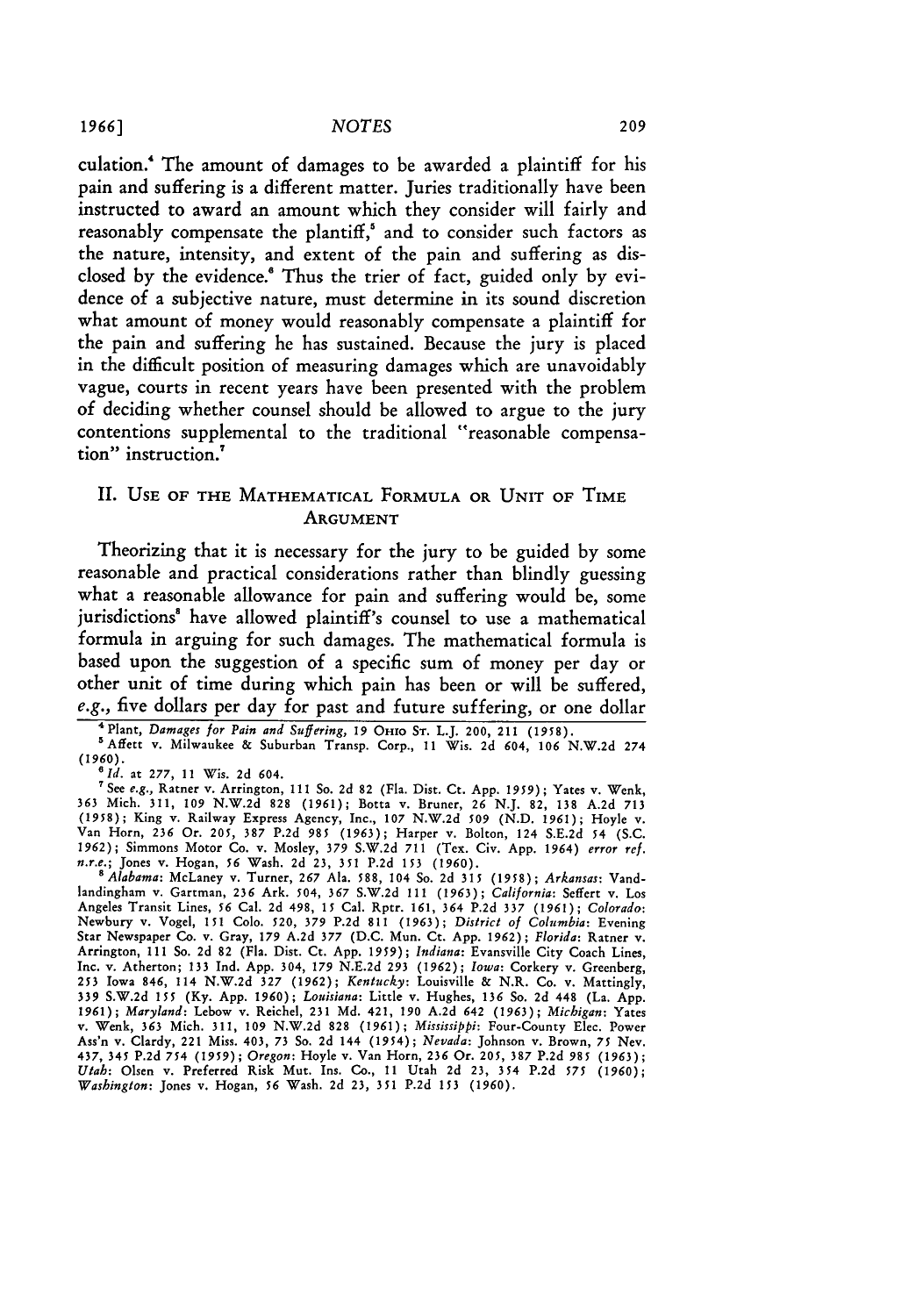culation.[4] The amount of damages to be awarded a plaintiff for his pain and suffering is a different matter. Juries traditionally have been instructed to award an amount which they consider will fairly and reasonably compensate the plaintiff,[5] and to consider such factors as the nature, intensity, and extent of the pain and suffering as disclosed by the evidence.[6] Thus the trier of fact, guided only by evidence of a subjective nature, must determine in its sound discretion what amount of money would reasonably compensate a plaintiff for the pain and suffering he has sustained. Because the jury is placed in the difficult position of measuring damages which are unavoidably vague, courts in recent years have been presented with the problem of deciding whether counsel should be allowed to argue to the jury contentions supplemental to the traditional "reasonable compensation" instruction.[7]

## II. Use of the Mathematical Formula or Unit of Time Argument

Theorizing that it is necessary for the jury to be guided by some reasonable and practical considerations rather than blindly guessing what a reasonable allowance for pain and suffering would be, some jurisdictions[8] have allowed plaintiff's counsel to use a mathematical formula in arguing for such damages. The mathematical formula is based upon the suggestion of a specific sum of money per day or other unit of time during which pain has been or will be suffered, *e.g.*, five dollars per day for past and future suffering, or one dollar

---

[4] Plant, *Damages for Pain and Suffering*, 19 Ohio St. L.J. 200, 211 (1958).

[5] Affett v. Milwaukee & Suburban Transp. Corp., 11 Wis. 2d 604, 106 N.W.2d 274 (1960).

[6] *Id.* at 277, 11 Wis. 2d 604.

[7] See *e.g.*, Ratner v. Arrington, 111 So. 2d 82 (Fla. Dist. Ct. App. 1959); Yates v. Wenk, 363 Mich. 311, 109 N.W.2d 828 (1961); Botta v. Bruner, 26 N.J. 82, 138 A.2d 713 (1958); King v. Railway Express Agency, Inc., 107 N.W.2d 509 (N.D. 1961); Hoyle v. Van Horn, 236 Or. 205, 387 P.2d 985 (1963); Harper v. Bolton, 124 S.E.2d 54 (S.C. 1962); Simmons Motor Co. v. Mosley, 379 S.W.2d 711 (Tex. Civ. App. 1964) *error ref. n.r.e.*; Jones v. Hogan, 56 Wash. 2d 23, 351 P.2d 153 (1960).

[8] *Alabama*: McLaney v. Turner, 267 Ala. 588, 104 So. 2d 315 (1958); *Arkansas*: Vandlandingham v. Gartman, 236 Ark. 504, 367 S.W.2d 111 (1963); *California*: Seffert v. Los Angeles Transit Lines, 56 Cal. 2d 498, 15 Cal. Rptr. 161, 364 P.2d 337 (1961); *Colorado*: Newbury v. Vogel, 151 Colo. 520, 379 P.2d 811 (1963); *District of Columbia*: Evening Star Newspaper Co. v. Gray, 179 A.2d 377 (D.C. Mun. Ct. App. 1962); *Florida*: Ratner v. Arrington, 111 So. 2d 82 (Fla. Dist. Ct. App. 1959); *Indiana*: Evansville City Coach Lines, Inc. v. Atherton; 133 Ind. App. 304, 179 N.E.2d 293 (1962); *Iowa*: Corkery v. Greenberg, 253 Iowa 846, 114 N.W.2d 327 (1962); *Kentucky*: Louisville & N.R. Co. v. Mattingly, 339 S.W.2d 155 (Ky. App. 1960); *Louisiana*: Little v. Hughes, 136 So. 2d 448 (La. App. 1961); *Maryland*: Lebow v. Reichel, 231 Md. 421, 190 A.2d 642 (1963); *Michigan*: Yates v. Wenk, 363 Mich. 311, 109 N.W.2d 828 (1961); *Mississippi*: Four-County Elec. Power Ass'n v. Clardy, 221 Miss. 403, 73 So. 2d 144 (1954); *Nevada*: Johnson v. Brown, 75 Nev. 437, 345 P.2d 754 (1959); *Oregon*: Hoyle v. Van Horn, 236 Or. 205, 387 P.2d 985 (1963); *Utah*: Olsen v. Preferred Risk Mut. Ins. Co., 11 Utah 2d 23, 354 P.2d 575 (1960); *Washington*: Jones v. Hogan, 56 Wash. 2d 23, 351 P.2d 153 (1960).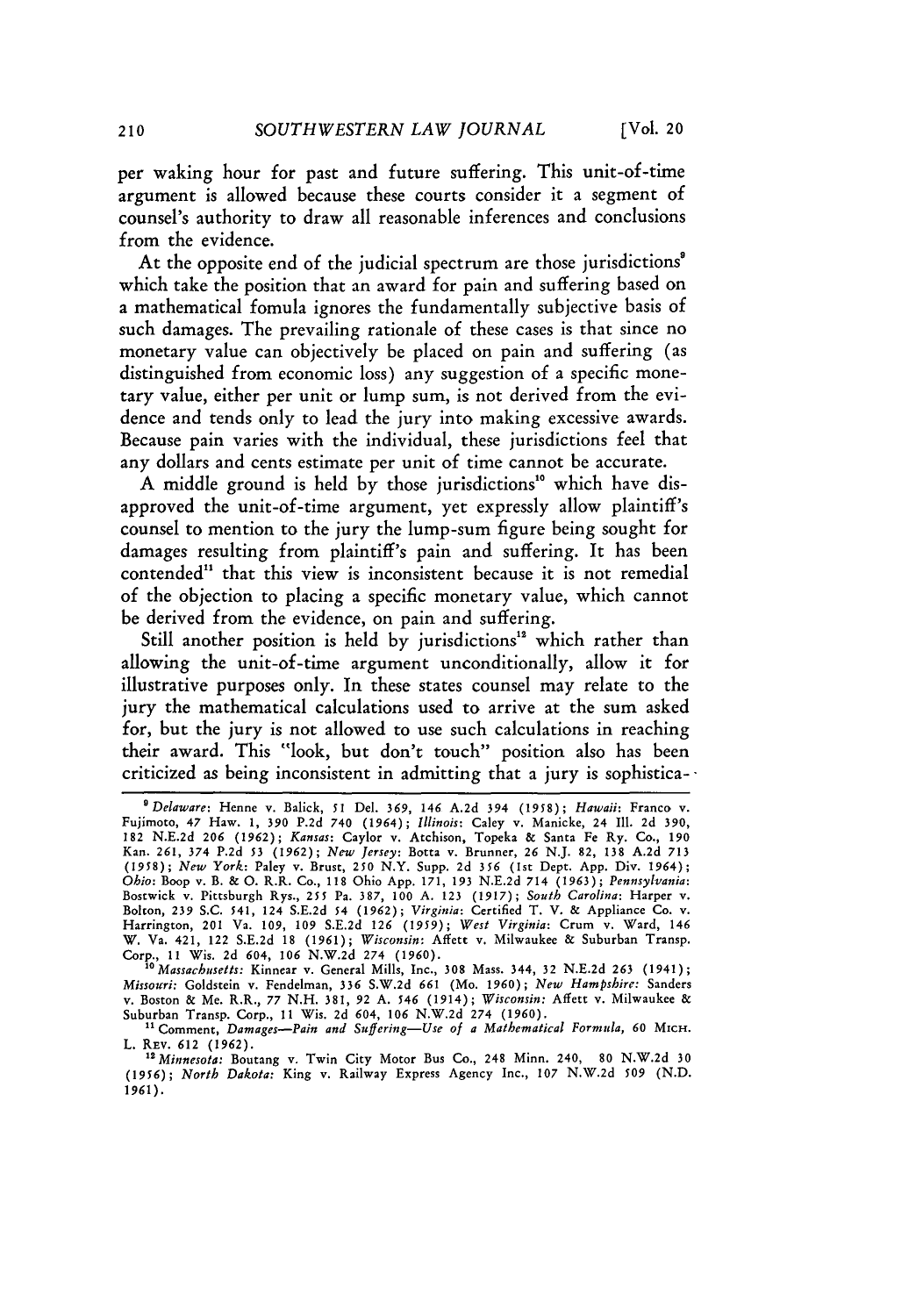per waking hour for past and future suffering. This unit-of-time argument is allowed because these courts consider it a segment of counsel's authority to draw all reasonable inferences and conclusions from the evidence.

At the opposite end of the judicial spectrum are those jurisdictions[9] which take the position that an award for pain and suffering based on a mathematical fomula ignores the fundamentally subjective basis of such damages. The prevailing rationale of these cases is that since no monetary value can objectively be placed on pain and suffering (as distinguished from economic loss) any suggestion of a specific monetary value, either per unit or lump sum, is not derived from the evidence and tends only to lead the jury into making excessive awards. Because pain varies with the individual, these jurisdictions feel that any dollars and cents estimate per unit of time cannot be accurate.

A middle ground is held by those jurisdictions[10] which have disapproved the unit-of-time argument, yet expressly allow plaintiff's counsel to mention to the jury the lump-sum figure being sought for damages resulting from plaintiff's pain and suffering. It has been contended[11] that this view is inconsistent because it is not remedial of the objection to placing a specific monetary value, which cannot be derived from the evidence, on pain and suffering.

Still another position is held by jurisdictions[12] which rather than allowing the unit-of-time argument unconditionally, allow it for illustrative purposes only. In these states counsel may relate to the jury the mathematical calculations used to arrive at the sum asked for, but the jury is not allowed to use such calculations in reaching their award. This "look, but don't touch" position also has been criticized as being inconsistent in admitting that a jury is sophistica-

---

[9] *Delaware*: Henne v. Balick, 51 Del. 369, 146 A.2d 394 (1958); *Hawaii*: Franco v. Fujimoto, 47 Haw. 1, 390 P.2d 740 (1964); *Illinois*: Caley v. Manicke, 24 Ill. 2d 390, 182 N.E.2d 206 (1962); *Kansas*: Caylor v. Atchison, Topeka & Santa Fe Ry. Co., 190 Kan. 261, 374 P.2d 53 (1962); *New Jersey*: Botta v. Brunner, 26 N.J. 82, 138 A.2d 713 (1958); *New York*: Paley v. Brust, 250 N.Y. Supp. 2d 356 (1st Dept. App. Div. 1964); *Ohio*: Boop v. B. & O. R.R. Co., 118 Ohio App. 171, 193 N.E.2d 714 (1963); *Pennsylvania*: Bostwick v. Pittsburgh Rys., 255 Pa. 387, 100 A. 123 (1917); *South Carolina*: Harper v. Bolton, 239 S.C. 541, 124 S.E.2d 54 (1962); *Virginia*: Certified T. V. & Appliance Co. v. Harrington, 201 Va. 109, 109 S.E.2d 126 (1959); *West Virginia*: Crum v. Ward, 146 W. Va. 421, 122 S.E.2d 18 (1961); *Wisconsin*: Affett v. Milwaukee & Suburban Transp. Corp., 11 Wis. 2d 604, 106 N.W.2d 274 (1960).

[10] *Massachusetts*: Kinnear v. General Mills, Inc., 308 Mass. 344, 32 N.E.2d 263 (1941); *Missouri*: Goldstein v. Fendelman, 336 S.W.2d 661 (Mo. 1960); *New Hampshire*: Sanders v. Boston & Me. R.R., 77 N.H. 381, 92 A. 546 (1914); *Wisconsin*: Affett v. Milwaukee & Suburban Transp. Corp., 11 Wis. 2d 604, 106 N.W.2d 274 (1960).

[11] Comment, *Damages—Pain and Suffering—Use of a Mathematical Formula*, 60 MICH. L. REV. 612 (1962).

[12] *Minnesota*: Boutang v. Twin City Motor Bus Co., 248 Minn. 240, 80 N.W.2d 30 (1956); *North Dakota*: King v. Railway Express Agency Inc., 107 N.W.2d 509 (N.D. 1961).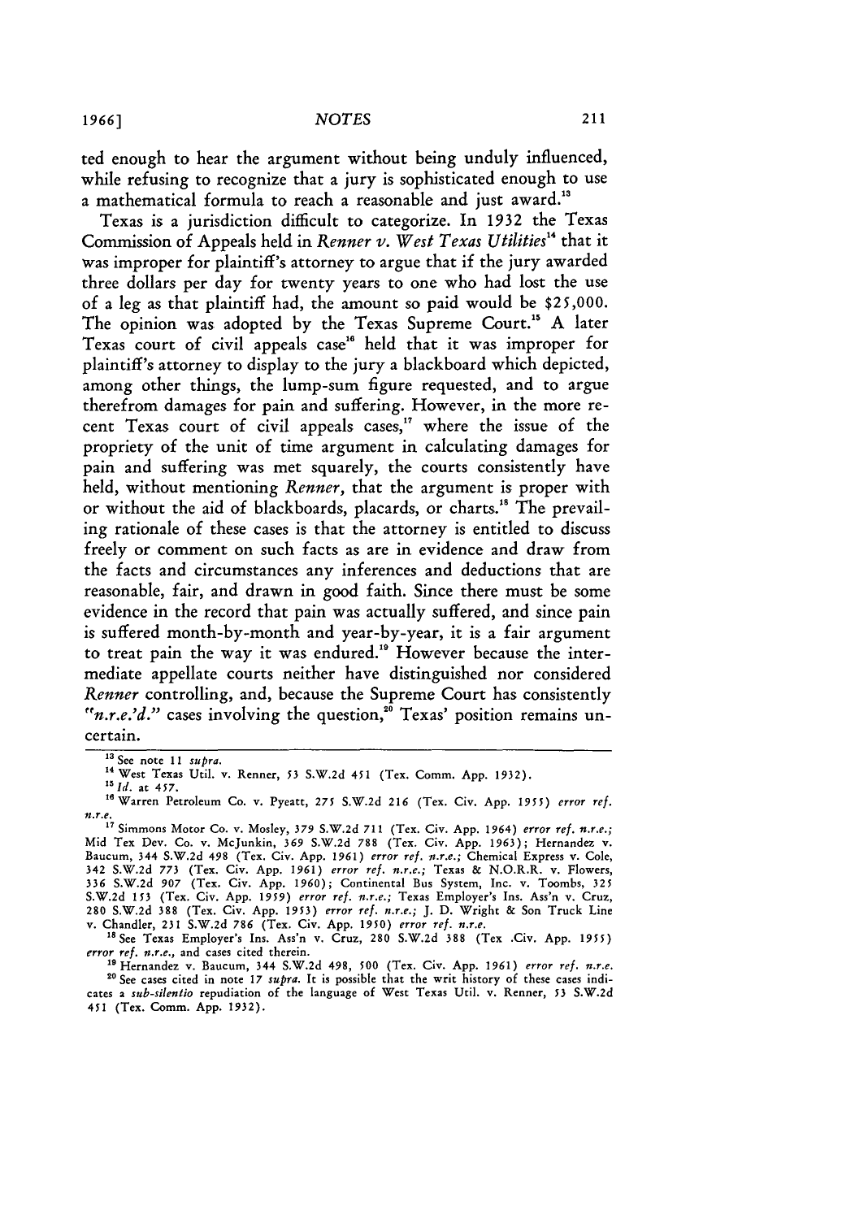ted enough to hear the argument without being unduly influenced, while refusing to recognize that a jury is sophisticated enough to use a mathematical formula to reach a reasonable and just award.[13]

Texas is a jurisdiction difficult to categorize. In 1932 the Texas Commission of Appeals held in *Renner v. West Texas Utilities*[14] that it was improper for plaintiff's attorney to argue that if the jury awarded three dollars per day for twenty years to one who had lost the use of a leg as that plaintiff had, the amount so paid would be $25,000. The opinion was adopted by the Texas Supreme Court.[15] A later Texas court of civil appeals case[16] held that it was improper for plaintiff's attorney to display to the jury a blackboard which depicted, among other things, the lump-sum figure requested, and to argue therefrom damages for pain and suffering. However, in the more recent Texas court of civil appeals cases,[17] where the issue of the propriety of the unit of time argument in calculating damages for pain and suffering was met squarely, the courts consistently have held, without mentioning *Renner*, that the argument is proper with or without the aid of blackboards, placards, or charts.[18] The prevailing rationale of these cases is that the attorney is entitled to discuss freely or comment on such facts as are in evidence and draw from the facts and circumstances any inferences and deductions that are reasonable, fair, and drawn in good faith. Since there must be some evidence in the record that pain was actually suffered, and since pain is suffered month-by-month and year-by-year, it is a fair argument to treat pain the way it was endured.[19] However because the intermediate appellate courts neither have distinguished nor considered *Renner* controlling, and, because the Supreme Court has consistently "*n.r.e.'d.*" cases involving the question,[20] Texas' position remains uncertain.

---

[13] See note 11 *supra*.

[14] West Texas Util. v. Renner, 53 S.W.2d 451 (Tex. Comm. App. 1932).

[15] *Id.* at 457.

[16] Warren Petroleum Co. v. Pyeatt, 275 S.W.2d 216 (Tex. Civ. App. 1955) *error ref. n.r.e.*

[17] Simmons Motor Co. v. Mosley, 379 S.W.2d 711 (Tex. Civ. App. 1964) *error ref. n.r.e.*; Mid Tex Dev. Co. v. McJunkin, 369 S.W.2d 788 (Tex. Civ. App. 1963); Hernandez v. Baucum, 344 S.W.2d 498 (Tex. Civ. App. 1961) *error ref. n.r.e.*; Chemical Express v. Cole, 342 S.W.2d 773 (Tex. Civ. App. 1961) *error ref. n.r.e.*; Texas & N.O.R.R. v. Flowers, 336 S.W.2d 907 (Tex. Civ. App. 1960); Continental Bus System, Inc. v. Toombs, 325 S.W.2d 153 (Tex. Civ. App. 1959) *error ref. n.r.e.*; Texas Employer's Ins. Ass'n v. Cruz, 280 S.W.2d 388 (Tex. Civ. App. 1953) *error ref. n.r.e.*; J. D. Wright & Son Truck Line v. Chandler, 231 S.W.2d 786 (Tex. Civ. App. 1950) *error ref. n.r.e.*

[18] See Texas Employer's Ins. Ass'n v. Cruz, 280 S.W.2d 388 (Tex .Civ. App. 1955) *error ref. n.r.e.*, and cases cited therein.

[19] Hernandez v. Baucum, 344 S.W.2d 498, 500 (Tex. Civ. App. 1961) *error ref. n.r.e.*

[20] See cases cited in note 17 *supra*. It is possible that the writ history of these cases indicates a *sub-silentio* repudiation of the language of West Texas Util. v. Renner, 53 S.W.2d 451 (Tex. Comm. App. 1932).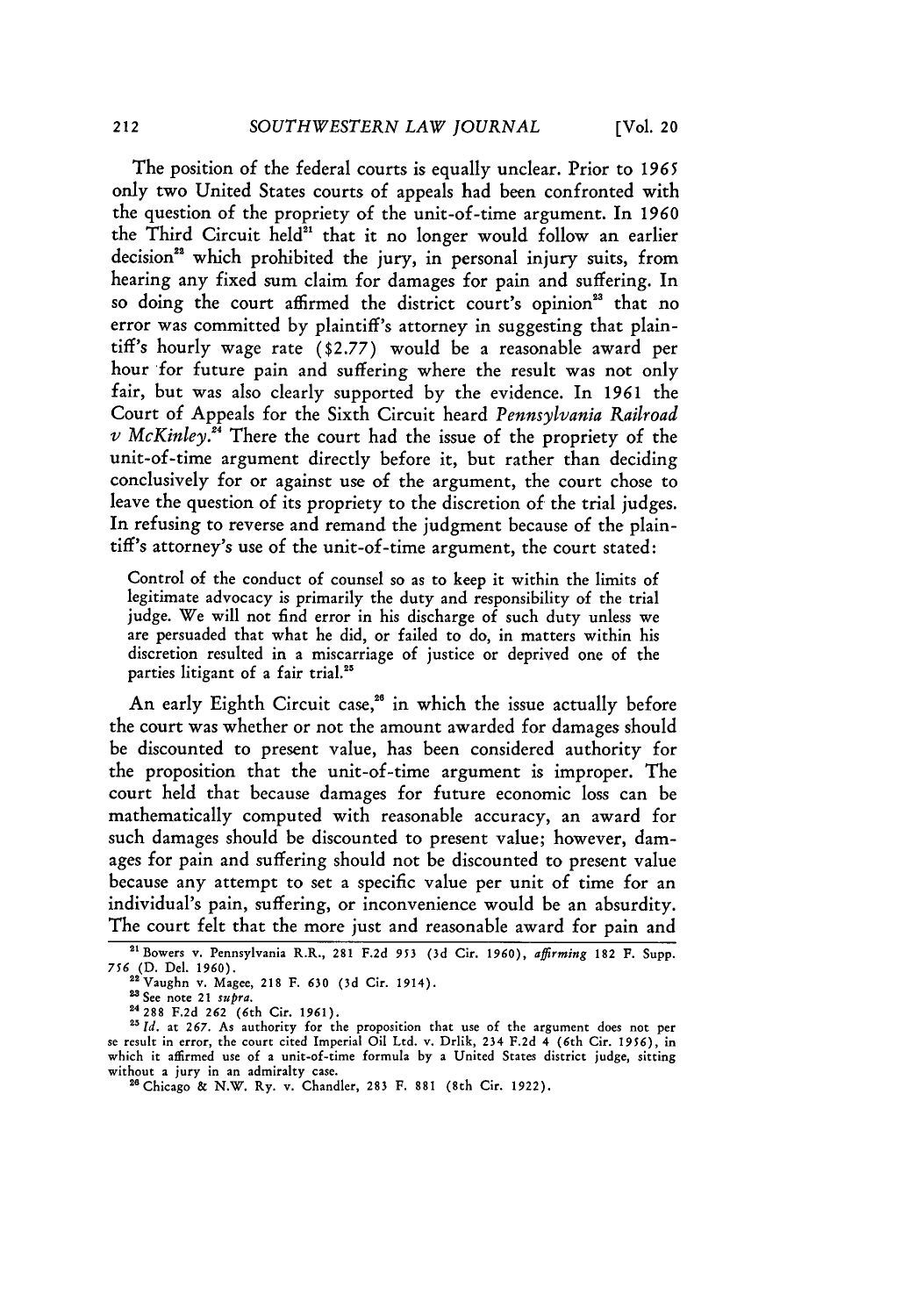The position of the federal courts is equally unclear. Prior to 1965 only two United States courts of appeals had been confronted with the question of the propriety of the unit-of-time argument. In 1960 the Third Circuit held[21] that it no longer would follow an earlier decision[22] which prohibited the jury, in personal injury suits, from hearing any fixed sum claim for damages for pain and suffering. In so doing the court affirmed the district court's opinion[23] that no error was committed by plaintiff's attorney in suggesting that plaintiff's hourly wage rate ($2.77) would be a reasonable award per hour for future pain and suffering where the result was not only fair, but was also clearly supported by the evidence. In 1961 the Court of Appeals for the Sixth Circuit heard *Pennsylvania Railroad v McKinley*.[24] There the court had the issue of the propriety of the unit-of-time argument directly before it, but rather than deciding conclusively for or against use of the argument, the court chose to leave the question of its propriety to the discretion of the trial judges. In refusing to reverse and remand the judgment because of the plaintiff's attorney's use of the unit-of-time argument, the court stated:

> Control of the conduct of counsel so as to keep it within the limits of legitimate advocacy is primarily the duty and responsibility of the trial judge. We will not find error in his discharge of such duty unless we are persuaded that what he did, or failed to do, in matters within his discretion resulted in a miscarriage of justice or deprived one of the parties litigant of a fair trial.[25]

An early Eighth Circuit case,[26] in which the issue actually before the court was whether or not the amount awarded for damages should be discounted to present value, has been considered authority for the proposition that the unit-of-time argument is improper. The court held that because damages for future economic loss can be mathematically computed with reasonable accuracy, an award for such damages should be discounted to present value; however, damages for pain and suffering should not be discounted to present value because any attempt to set a specific value per unit of time for an individual's pain, suffering, or inconvenience would be an absurdity. The court felt that the more just and reasonable award for pain and

---

[21] Bowers v. Pennsylvania R.R., 281 F.2d 953 (3d Cir. 1960), *affirming* 182 F. Supp. 756 (D. Del. 1960).

[22] Vaughn v. Magee, 218 F. 630 (3d Cir. 1914).

[23] See note 21 *supra*.

[24] 288 F.2d 262 (6th Cir. 1961).

[25] *Id.* at 267. As authority for the proposition that use of the argument does not per se result in error, the court cited Imperial Oil Ltd. v. Drlik, 234 F.2d 4 (6th Cir. 1956), in which it affirmed use of a unit-of-time formula by a United States district judge, sitting without a jury in an admiralty case.

[26] Chicago & N.W. Ry. v. Chandler, 283 F. 881 (8th Cir. 1922).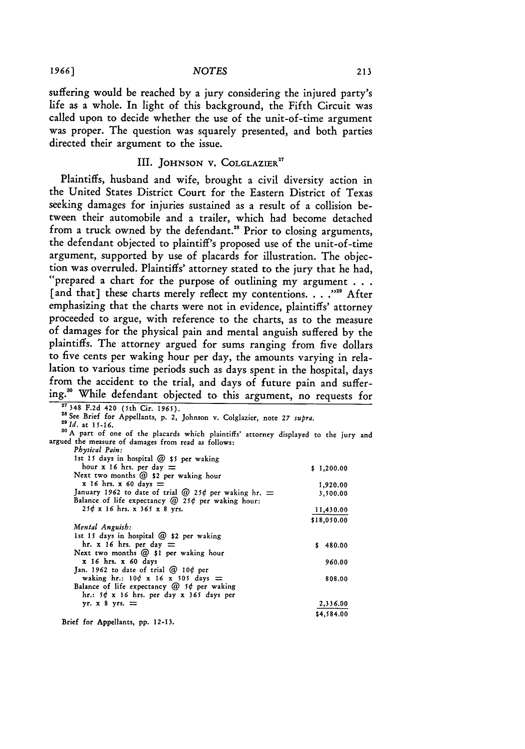suffering would be reached by a jury considering the injured party's life as a whole. In light of this background, the Fifth Circuit was called upon to decide whether the use of the unit-of-time argument was proper. The question was squarely presented, and both parties directed their argument to the issue.

## III. Johnson v. Colglazier[27]

Plaintiffs, husband and wife, brought a civil diversity action in the United States District Court for the Eastern District of Texas seeking damages for injuries sustained as a result of a collision between their automobile and a trailer, which had become detached from a truck owned by the defendant.[28] Prior to closing arguments, the defendant objected to plaintiff's proposed use of the unit-of-time argument, supported by use of placards for illustration. The objection was overruled. Plaintiffs' attorney stated to the jury that he had, "prepared a chart for the purpose of outlining my argument . . . [and that] these charts merely reflect my contentions. . . ."[29] After emphasizing that the charts were not in evidence, plaintiffs' attorney proceeded to argue, with reference to the charts, as to the measure of damages for the physical pain and mental anguish suffered by the plaintiffs. The attorney argued for sums ranging from five dollars to five cents per waking hour per day, the amounts varying in relation to various time periods such as days spent in the hospital, days from the accident to the trial, and days of future pain and suffering.[30] While defendant objected to this argument, no requests for

---

[27] 348 F.2d 420 (5th Cir. 1965).

[28] See Brief for Appellants, p. 2, Johnson v. Colglazier, note 27 *supra*.

[29] *Id.* at 15-16.

[30] A part of one of the placards which plaintiffs' attorney displayed to the jury and argued the measure of damages from read as follows:

| | |
|---|---|
| *Physical Pain:* | |
| 1st 15 days in hospital @ $5 per waking hour x 16 hrs. per day = | $ 1,200.00 |
| Next two months @ $2 per waking hour x 16 hrs. x 60 days = | 1,920.00 |
| January 1962 to date of trial @ 25¢ per waking hr. = | 3,500.00 |
| Balance of life expectancy @ 25¢ per waking hour: 25¢ x 16 hrs. x 365 x 8 yrs. | 11,430.00 |
| | $18,050.00 |
| *Mental Anguish:* | |
| 1st 15 days in hospital @ $2 per waking hr. x 16 hrs. per day = | $ 480.00 |
| Next two months @ $1 per waking hour x 16 hrs. x 60 days | 960.00 |
| Jan. 1962 to date of trial @ 10¢ per waking hr.: 10¢ x 16 x 505 days = | 808.00 |
| Balance of life expectancy @ 5¢ per waking hr.: 5¢ x 16 hrs. per day x 365 days per yr. x 8 yrs. = | 2,336.00 |
| | $4,584.00 |

Brief for Appellants, pp. 12-13.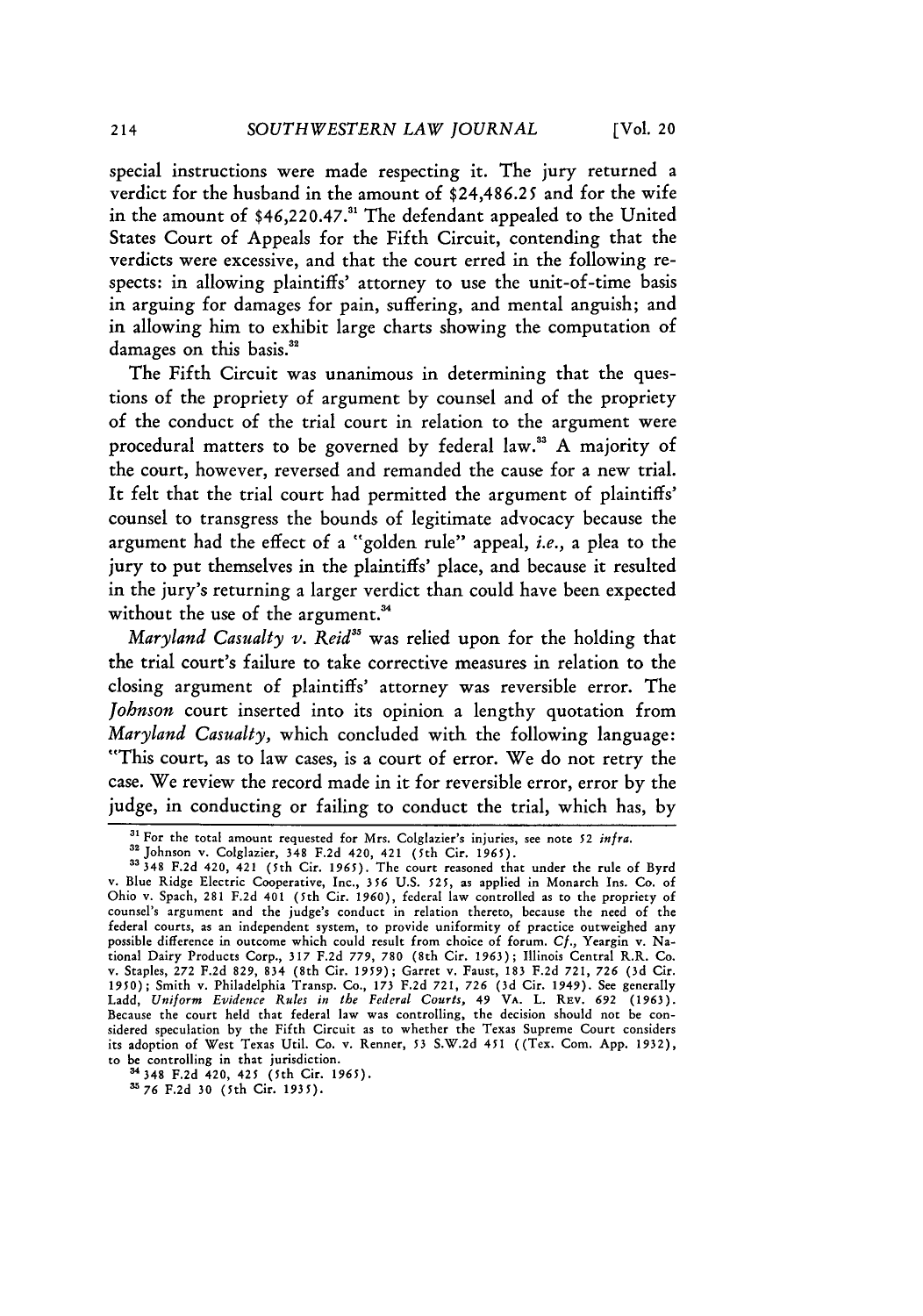special instructions were made respecting it. The jury returned a verdict for the husband in the amount of $24,486.25 and for the wife in the amount of $46,220.47.[31] The defendant appealed to the United States Court of Appeals for the Fifth Circuit, contending that the verdicts were excessive, and that the court erred in the following respects: in allowing plaintiffs' attorney to use the unit-of-time basis in arguing for damages for pain, suffering, and mental anguish; and in allowing him to exhibit large charts showing the computation of damages on this basis.[32]

The Fifth Circuit was unanimous in determining that the questions of the propriety of argument by counsel and of the propriety of the conduct of the trial court in relation to the argument were procedural matters to be governed by federal law.[33] A majority of the court, however, reversed and remanded the cause for a new trial. It felt that the trial court had permitted the argument of plaintiffs' counsel to transgress the bounds of legitimate advocacy because the argument had the effect of a "golden rule" appeal, *i.e.*, a plea to the jury to put themselves in the plaintiffs' place, and because it resulted in the jury's returning a larger verdict than could have been expected without the use of the argument.[34]

*Maryland Casualty v. Reid*[35] was relied upon for the holding that the trial court's failure to take corrective measures in relation to the closing argument of plaintiffs' attorney was reversible error. The *Johnson* court inserted into its opinion a lengthy quotation from *Maryland Casualty,* which concluded with the following language: "This court, as to law cases, is a court of error. We do not retry the case. We review the record made in it for reversible error, error by the judge, in conducting or failing to conduct the trial, which has, by

---

[31] For the total amount requested for Mrs. Colglazier's injuries, see note 52 *infra*.

[32] Johnson v. Colglazier, 348 F.2d 420, 421 (5th Cir. 1965).

[33] 348 F.2d 420, 421 (5th Cir. 1965). The court reasoned that under the rule of Byrd v. Blue Ridge Electric Cooperative, Inc., 356 U.S. 525, as applied in Monarch Ins. Co. of Ohio v. Spach, 281 F.2d 401 (5th Cir. 1960), federal law controlled as to the propriety of counsel's argument and the judge's conduct in relation thereto, because the need of the federal courts, as an independent system, to provide uniformity of practice outweighed any possible difference in outcome which could result from choice of forum. *Cf.*, Yeargin v. National Dairy Products Corp., 317 F.2d 779, 780 (8th Cir. 1963); Illinois Central R.R. Co. v. Staples, 272 F.2d 829, 834 (8th Cir. 1959); Garret v. Faust, 183 F.2d 721, 726 (3d Cir. 1950); Smith v. Philadelphia Transp. Co., 173 F.2d 721, 726 (3d Cir. 1949). See generally Ladd, *Uniform Evidence Rules in the Federal Courts,* 49 VA. L. REV. 692 (1963). Because the court held that federal law was controlling, the decision should not be considered speculation by the Fifth Circuit as to whether the Texas Supreme Court considers its adoption of West Texas Util. Co. v. Renner, 53 S.W.2d 451 ((Tex. Com. App. 1932), to be controlling in that jurisdiction.

[34] 348 F.2d 420, 425 (5th Cir. 1965).

[35] 76 F.2d 30 (5th Cir. 1935).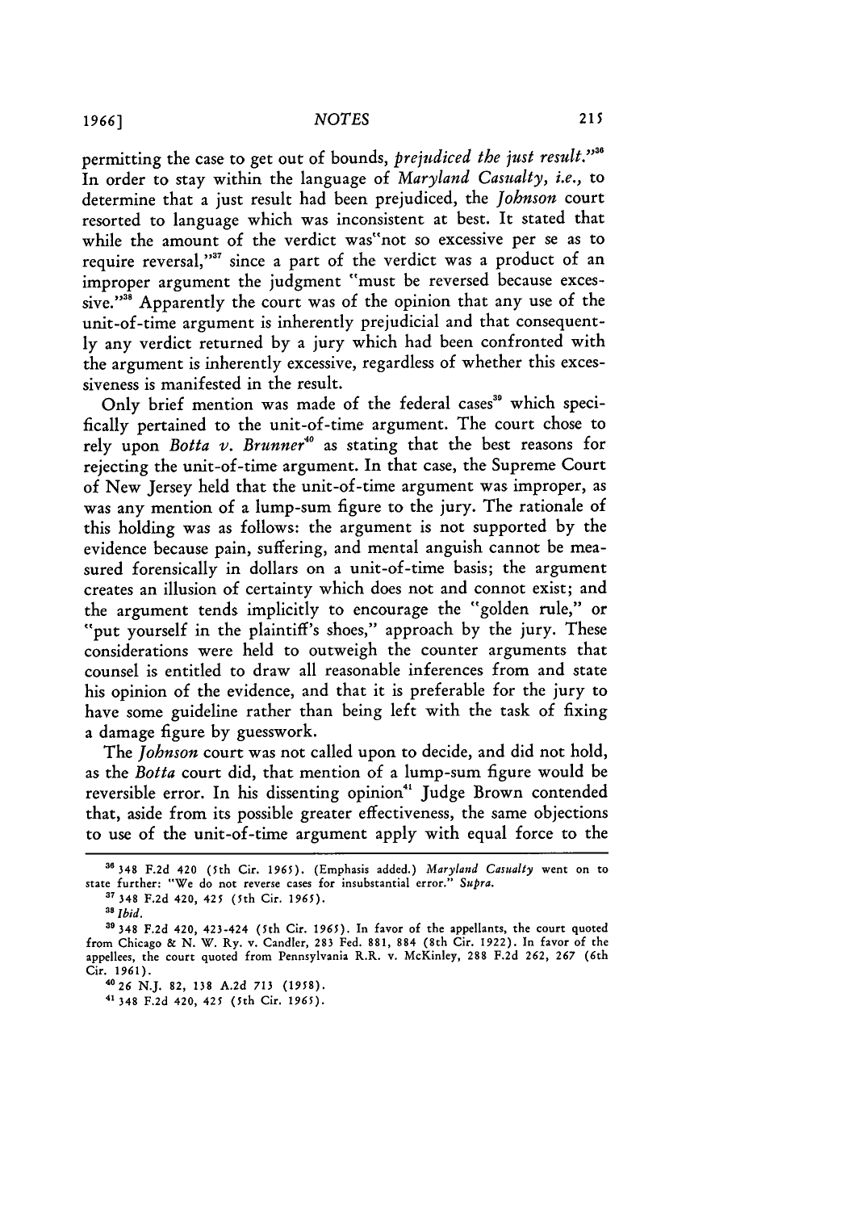permitting the case to get out of bounds, *prejudiced the just result.*"[36] In order to stay within the language of *Maryland Casualty, i.e.,* to determine that a just result had been prejudiced, the *Johnson* court resorted to language which was inconsistent at best. It stated that while the amount of the verdict was"not so excessive per se as to require reversal,"[37] since a part of the verdict was a product of an improper argument the judgment "must be reversed because excessive."[38] Apparently the court was of the opinion that any use of the unit-of-time argument is inherently prejudicial and that consequently any verdict returned by a jury which had been confronted with the argument is inherently excessive, regardless of whether this excessiveness is manifested in the result.

Only brief mention was made of the federal cases[39] which specifically pertained to the unit-of-time argument. The court chose to rely upon *Botta v. Brunner*[40] as stating that the best reasons for rejecting the unit-of-time argument. In that case, the Supreme Court of New Jersey held that the unit-of-time argument was improper, as was any mention of a lump-sum figure to the jury. The rationale of this holding was as follows: the argument is not supported by the evidence because pain, suffering, and mental anguish cannot be measured forensically in dollars on a unit-of-time basis; the argument creates an illusion of certainty which does not and connot exist; and the argument tends implicitly to encourage the "golden rule," or "put yourself in the plaintiff's shoes," approach by the jury. These considerations were held to outweigh the counter arguments that counsel is entitled to draw all reasonable inferences from and state his opinion of the evidence, and that it is preferable for the jury to have some guideline rather than being left with the task of fixing a damage figure by guesswork.

The *Johnson* court was not called upon to decide, and did not hold, as the *Botta* court did, that mention of a lump-sum figure would be reversible error. In his dissenting opinion[41] Judge Brown contended that, aside from its possible greater effectiveness, the same objections to use of the unit-of-time argument apply with equal force to the

---

[36] 348 F.2d 420 (5th Cir. 1965). (Emphasis added.) *Maryland Casualty* went on to state further: "We do not reverse cases for insubstantial error." *Supra.*

[37] 348 F.2d 420, 425 (5th Cir. 1965).

[38] *Ibid.*

[39] 348 F.2d 420, 423-424 (5th Cir. 1965). In favor of the appellants, the court quoted from Chicago & N. W. Ry. v. Candler, 283 Fed. 881, 884 (8th Cir. 1922). In favor of the appellees, the court quoted from Pennsylvania R.R. v. McKinley, 288 F.2d 262, 267 (6th Cir. 1961).

[40] 26 N.J. 82, 138 A.2d 713 (1958).

[41] 348 F.2d 420, 425 (5th Cir. 1965).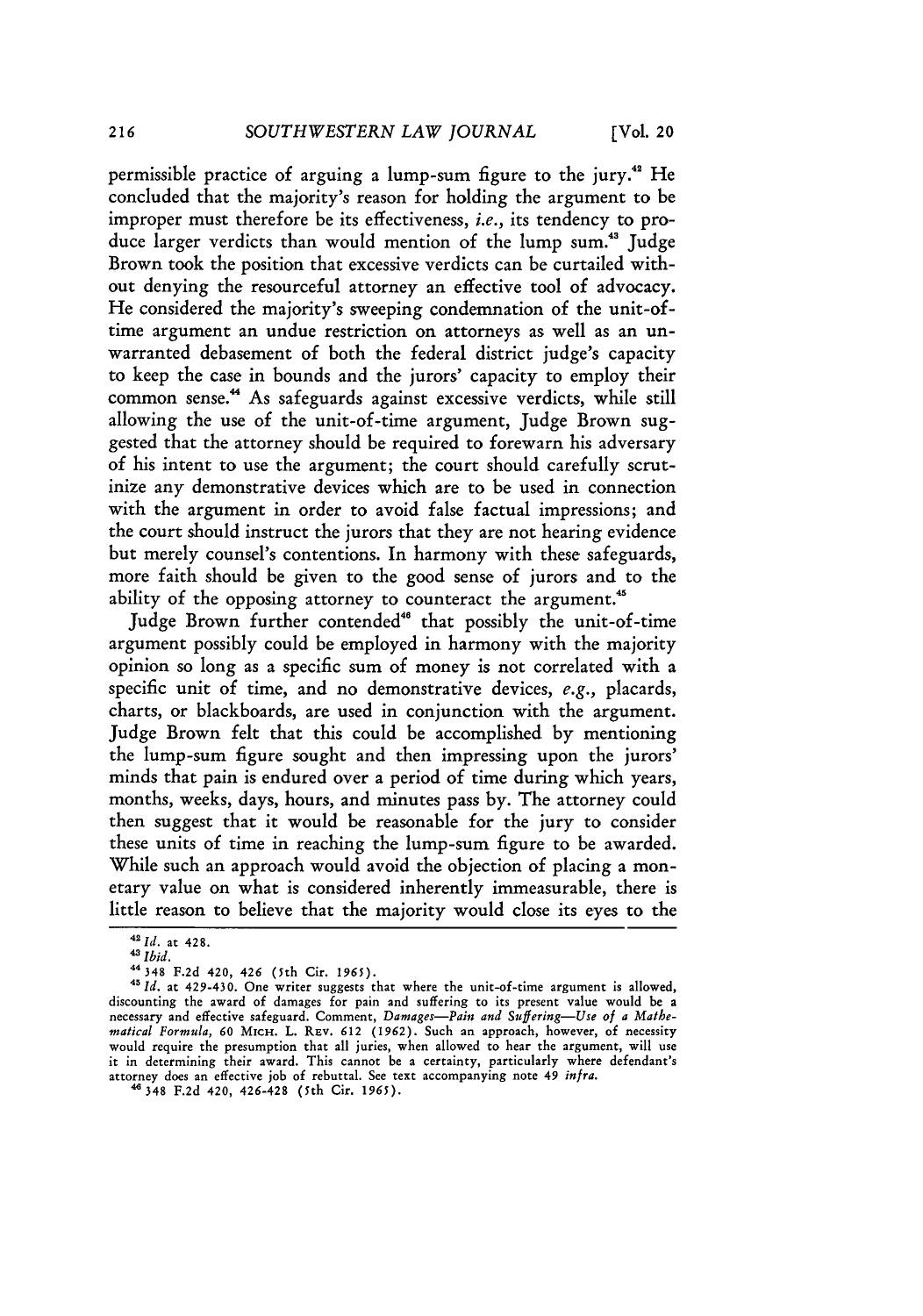permissible practice of arguing a lump-sum figure to the jury.[42] He concluded that the majority's reason for holding the argument to be improper must therefore be its effectiveness, *i.e.*, its tendency to produce larger verdicts than would mention of the lump sum.[43] Judge Brown took the position that excessive verdicts can be curtailed without denying the resourceful attorney an effective tool of advocacy. He considered the majority's sweeping condemnation of the unit-of-time argument an undue restriction on attorneys as well as an unwarranted debasement of both the federal district judge's capacity to keep the case in bounds and the jurors' capacity to employ their common sense.[44] As safeguards against excessive verdicts, while still allowing the use of the unit-of-time argument, Judge Brown suggested that the attorney should be required to forewarn his adversary of his intent to use the argument; the court should carefully scrutinize any demonstrative devices which are to be used in connection with the argument in order to avoid false factual impressions; and the court should instruct the jurors that they are not hearing evidence but merely counsel's contentions. In harmony with these safeguards, more faith should be given to the good sense of jurors and to the ability of the opposing attorney to counteract the argument.[45]

Judge Brown further contended[46] that possibly the unit-of-time argument possibly could be employed in harmony with the majority opinion so long as a specific sum of money is not correlated with a specific unit of time, and no demonstrative devices, *e.g.*, placards, charts, or blackboards, are used in conjunction with the argument. Judge Brown felt that this could be accomplished by mentioning the lump-sum figure sought and then impressing upon the jurors' minds that pain is endured over a period of time during which years, months, weeks, days, hours, and minutes pass by. The attorney could then suggest that it would be reasonable for the jury to consider these units of time in reaching the lump-sum figure to be awarded. While such an approach would avoid the objection of placing a monetary value on what is considered inherently immeasurable, there is little reason to believe that the majority would close its eyes to the

---

[42] *Id.* at 428.

[43] *Ibid.*

[44] 348 F.2d 420, 426 (5th Cir. 1965).

[45] *Id.* at 429-430. One writer suggests that where the unit-of-time argument is allowed, discounting the award of damages for pain and suffering to its present value would be a necessary and effective safeguard. Comment, *Damages—Pain and Suffering—Use of a Mathematical Formula*, 60 MICH. L. REV. 612 (1962). Such an approach, however, of necessity would require the presumption that all juries, when allowed to hear the argument, will use it in determining their award. This cannot be a certainty, particularly where defendant's attorney does an effective job of rebuttal. See text accompanying note 49 *infra.*

[46] 348 F.2d 420, 426-428 (5th Cir. 1965).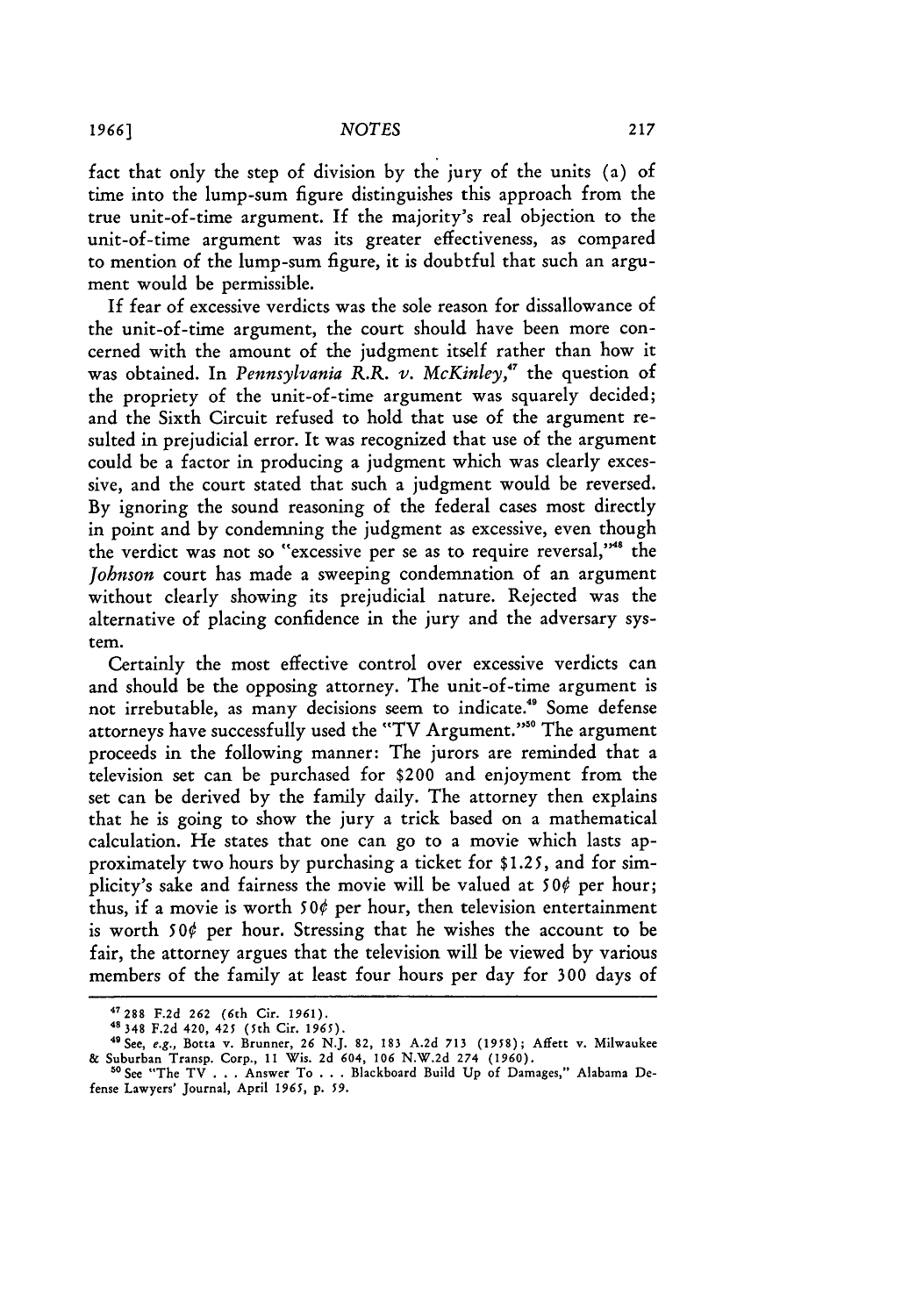fact that only the step of division by the jury of the units (a) of time into the lump-sum figure distinguishes this approach from the true unit-of-time argument. If the majority's real objection to the unit-of-time argument was its greater effectiveness, as compared to mention of the lump-sum figure, it is doubtful that such an argument would be permissible.

If fear of excessive verdicts was the sole reason for dissallowance of the unit-of-time argument, the court should have been more concerned with the amount of the judgment itself rather than how it was obtained. In *Pennsylvania R.R. v. McKinley*,[47] the question of the propriety of the unit-of-time argument was squarely decided; and the Sixth Circuit refused to hold that use of the argument resulted in prejudicial error. It was recognized that use of the argument could be a factor in producing a judgment which was clearly excessive, and the court stated that such a judgment would be reversed. By ignoring the sound reasoning of the federal cases most directly in point and by condemning the judgment as excessive, even though the verdict was not so "excessive per se as to require reversal,"[48] the *Johnson* court has made a sweeping condemnation of an argument without clearly showing its prejudicial nature. Rejected was the alternative of placing confidence in the jury and the adversary system.

Certainly the most effective control over excessive verdicts can and should be the opposing attorney. The unit-of-time argument is not irrebutable, as many decisions seem to indicate.[49] Some defense attorneys have successfully used the "TV Argument."[50] The argument proceeds in the following manner: The jurors are reminded that a television set can be purchased for $200 and enjoyment from the set can be derived by the family daily. The attorney then explains that he is going to show the jury a trick based on a mathematical calculation. He states that one can go to a movie which lasts approximately two hours by purchasing a ticket for $1.25, and for simplicity's sake and fairness the movie will be valued at 50¢ per hour; thus, if a movie is worth 50¢ per hour, then television entertainment is worth 50¢ per hour. Stressing that he wishes the account to be fair, the attorney argues that the television will be viewed by various members of the family at least four hours per day for 300 days of

---

[47] 288 F.2d 262 (6th Cir. 1961).

[48] 348 F.2d 420, 425 (5th Cir. 1965).

[49] See, *e.g.*, Botta v. Brunner, 26 N.J. 82, 183 A.2d 713 (1958); Affett v. Milwaukee & Suburban Transp. Corp., 11 Wis. 2d 604, 106 N.W.2d 274 (1960).

[50] See "The TV . . . Answer To . . . Blackboard Build Up of Damages," Alabama Defense Lawyers' Journal, April 1965, p. 59.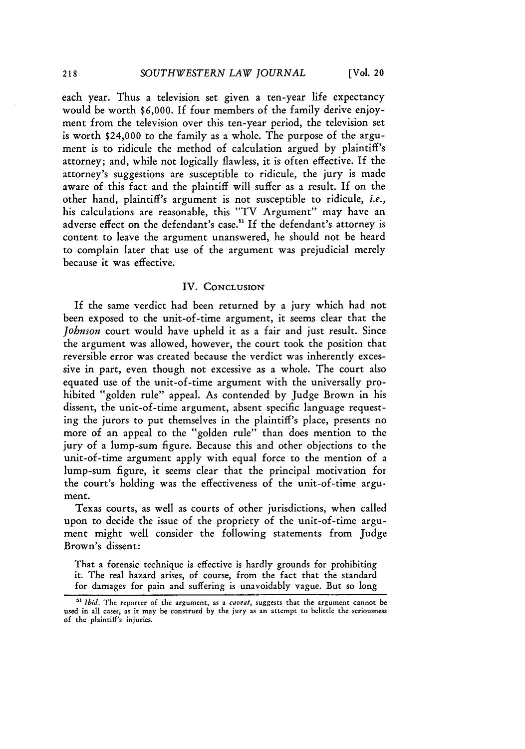each year. Thus a television set given a ten-year life expectancy would be worth $6,000. If four members of the family derive enjoyment from the television over this ten-year period, the television set is worth $24,000 to the family as a whole. The purpose of the argument is to ridicule the method of calculation argued by plaintiff's attorney; and, while not logically flawless, it is often effective. If the attorney's suggestions are susceptible to ridicule, the jury is made aware of this fact and the plaintiff will suffer as a result. If on the other hand, plaintiff's argument is not susceptible to ridicule, *i.e.*, his calculations are reasonable, this "TV Argument" may have an adverse effect on the defendant's case.[51] If the defendant's attorney is content to leave the argument unanswered, he should not be heard to complain later that use of the argument was prejudicial merely because it was effective.

## IV. Conclusion

If the same verdict had been returned by a jury which had not been exposed to the unit-of-time argument, it seems clear that the *Johnson* court would have upheld it as a fair and just result. Since the argument was allowed, however, the court took the position that reversible error was created because the verdict was inherently excessive in part, even though not excessive as a whole. The court also equated use of the unit-of-time argument with the universally prohibited "golden rule" appeal. As contended by Judge Brown in his dissent, the unit-of-time argument, absent specific language requesting the jurors to put themselves in the plaintiff's place, presents no more of an appeal to the "golden rule" than does mention to the jury of a lump-sum figure. Because this and other objections to the unit-of-time argument apply with equal force to the mention of a lump-sum figure, it seems clear that the principal motivation for the court's holding was the effectiveness of the unit-of-time argument.

Texas courts, as well as courts of other jurisdictions, when called upon to decide the issue of the propriety of the unit-of-time argument might well consider the following statements from Judge Brown's dissent:

> That a forensic technique is effective is hardly grounds for prohibiting it. The real hazard arises, of course, from the fact that the standard for damages for pain and suffering is unavoidably vague. But so long

---

[51] *Ibid.* The reporter of the argument, as a *caveat*, suggests that the argument cannot be used in all cases, as it may be construed by the jury as an attempt to belittle the seriousness of the plaintiff's injuries.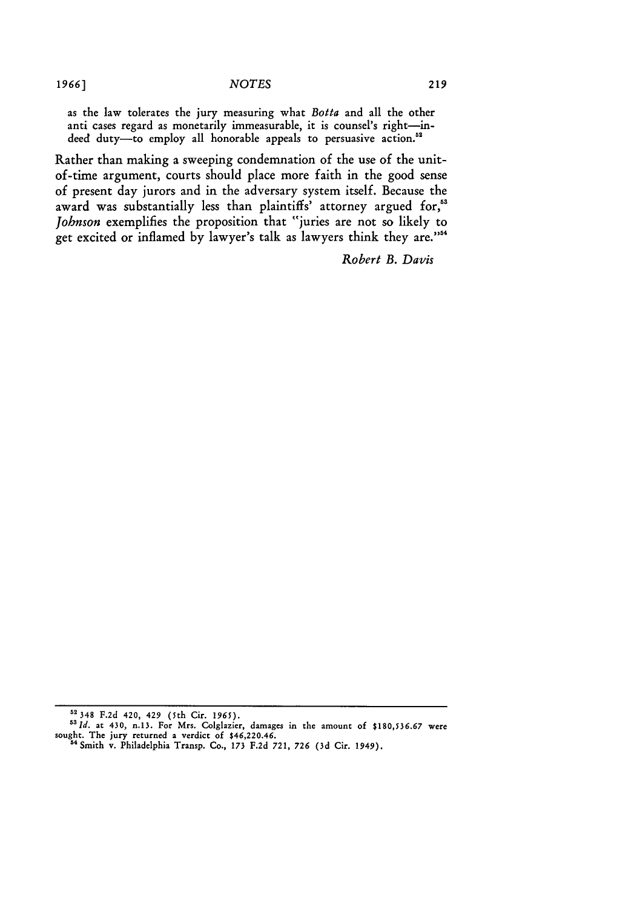> as the law tolerates the jury measuring what *Botta* and all the other anti cases regard as monetarily immeasurable, it is counsel's right—indeed duty—to employ all honorable appeals to persuasive action.[52]

Rather than making a sweeping condemnation of the use of the unit-of-time argument, courts should place more faith in the good sense of present day jurors and in the adversary system itself. Because the award was substantially less than plaintiffs' attorney argued for,[53] *Johnson* exemplifies the proposition that "juries are not so likely to get excited or inflamed by lawyer's talk as lawyers think they are."[54]

*Robert B. Davis*

---

[52] 348 F.2d 420, 429 (5th Cir. 1965).

[53] *Id.* at 430, n.13. For Mrs. Colglazier, damages in the amount of $180,536.67 were sought. The jury returned a verdict of $46,220.46.

[54] Smith v. Philadelphia Transp. Co., 173 F.2d 721, 726 (3d Cir. 1949).